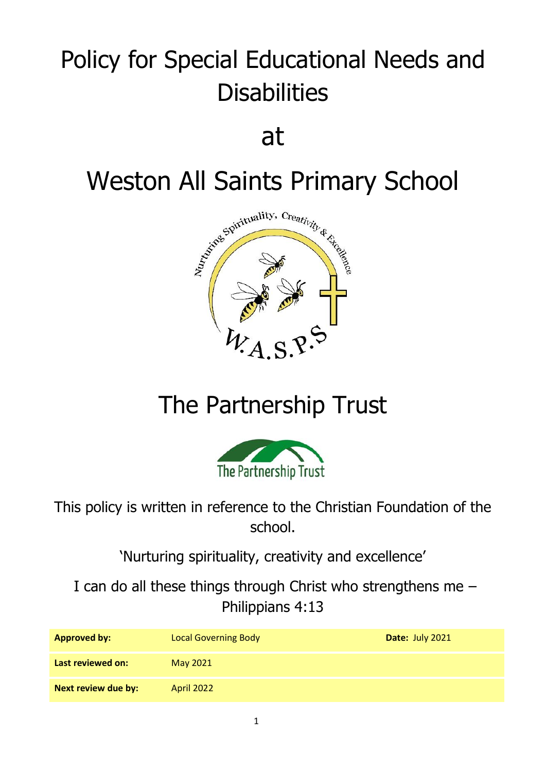# Policy for Special Educational Needs and Disabilities

# at

# Weston All Saints Primary School

# The Partnership Trust

This policy is written in reference to the Christian Foundation of the school.

'Nurturing spirituality, creativity and excellence'

I can do all these things through Christ who strengthens me – Philippians 4:13

| **Approved by:** | Local Governing Body | **Date:** July 2021 |
| --- | --- | --- |
| **Last reviewed on:** | May 2021 | |
| **Next review due by:** | April 2022 | |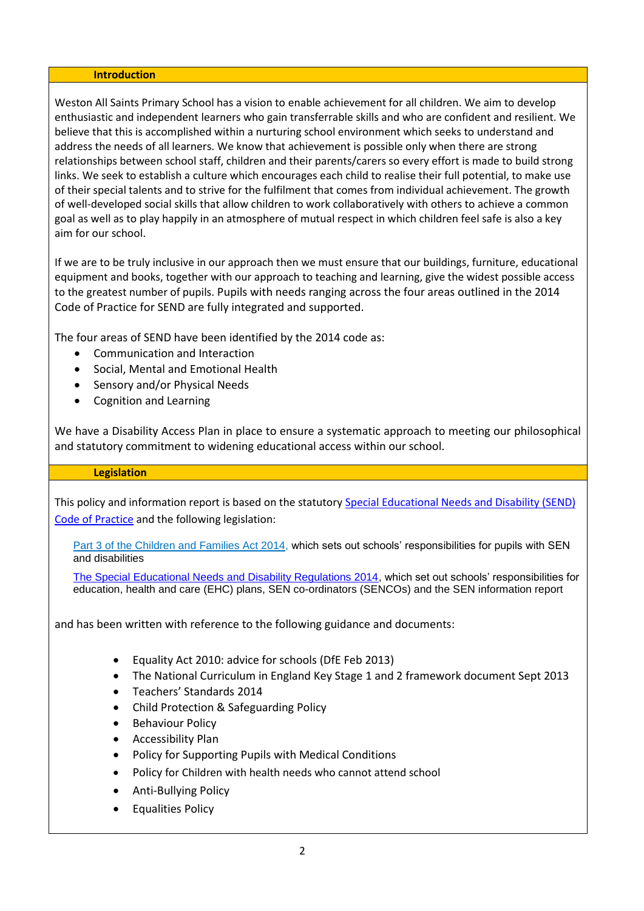## Introduction

Weston All Saints Primary School has a vision to enable achievement for all children. We aim to develop enthusiastic and independent learners who gain transferrable skills and who are confident and resilient. We believe that this is accomplished within a nurturing school environment which seeks to understand and address the needs of all learners. We know that achievement is possible only when there are strong relationships between school staff, children and their parents/carers so every effort is made to build strong links. We seek to establish a culture which encourages each child to realise their full potential, to make use of their special talents and to strive for the fulfilment that comes from individual achievement. The growth of well-developed social skills that allow children to work collaboratively with others to achieve a common goal as well as to play happily in an atmosphere of mutual respect in which children feel safe is also a key aim for our school.

If we are to be truly inclusive in our approach then we must ensure that our buildings, furniture, educational equipment and books, together with our approach to teaching and learning, give the widest possible access to the greatest number of pupils. Pupils with needs ranging across the four areas outlined in the 2014 Code of Practice for SEND are fully integrated and supported.

The four areas of SEND have been identified by the 2014 code as:

- Communication and Interaction
- Social, Mental and Emotional Health
- Sensory and/or Physical Needs
- Cognition and Learning

We have a Disability Access Plan in place to ensure a systematic approach to meeting our philosophical and statutory commitment to widening educational access within our school.

## Legislation

This policy and information report is based on the statutory Special Educational Needs and Disability (SEND) Code of Practice and the following legislation:

Part 3 of the Children and Families Act 2014, which sets out schools' responsibilities for pupils with SEN and disabilities

The Special Educational Needs and Disability Regulations 2014, which set out schools' responsibilities for education, health and care (EHC) plans, SEN co-ordinators (SENCOs) and the SEN information report

and has been written with reference to the following guidance and documents:

- Equality Act 2010: advice for schools (DfE Feb 2013)
- The National Curriculum in England Key Stage 1 and 2 framework document Sept 2013
- Teachers' Standards 2014
- Child Protection & Safeguarding Policy
- Behaviour Policy
- Accessibility Plan
- Policy for Supporting Pupils with Medical Conditions
- Policy for Children with health needs who cannot attend school
- Anti-Bullying Policy
- Equalities Policy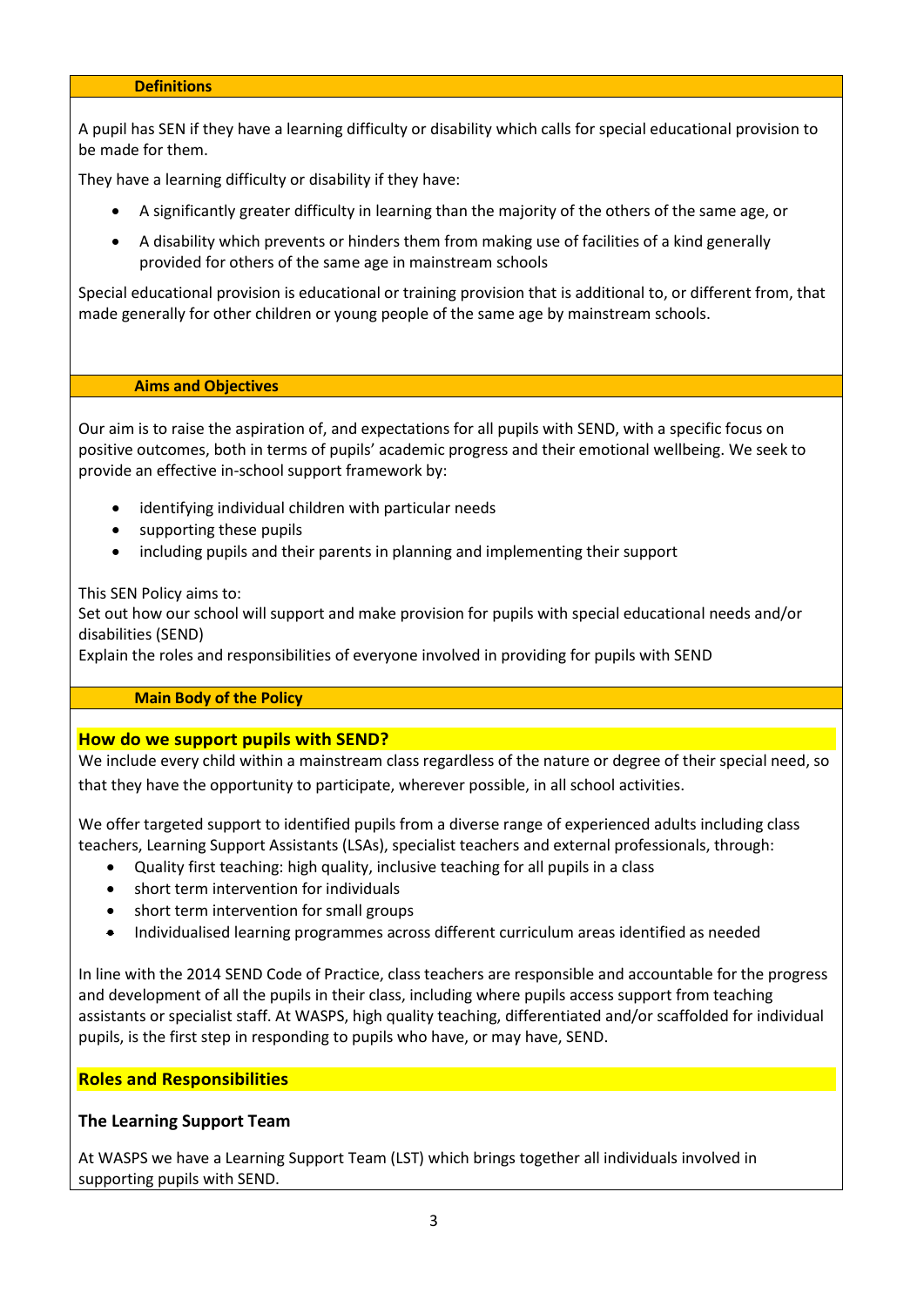## Definitions

A pupil has SEN if they have a learning difficulty or disability which calls for special educational provision to be made for them.

They have a learning difficulty or disability if they have:

- A significantly greater difficulty in learning than the majority of the others of the same age, or
- A disability which prevents or hinders them from making use of facilities of a kind generally provided for others of the same age in mainstream schools

Special educational provision is educational or training provision that is additional to, or different from, that made generally for other children or young people of the same age by mainstream schools.

## Aims and Objectives

Our aim is to raise the aspiration of, and expectations for all pupils with SEND, with a specific focus on positive outcomes, both in terms of pupils' academic progress and their emotional wellbeing. We seek to provide an effective in-school support framework by:

- identifying individual children with particular needs
- supporting these pupils
- including pupils and their parents in planning and implementing their support

This SEN Policy aims to:
Set out how our school will support and make provision for pupils with special educational needs and/or disabilities (SEND)
Explain the roles and responsibilities of everyone involved in providing for pupils with SEND

## Main Body of the Policy

### How do we support pupils with SEND?

We include every child within a mainstream class regardless of the nature or degree of their special need, so that they have the opportunity to participate, wherever possible, in all school activities.

We offer targeted support to identified pupils from a diverse range of experienced adults including class teachers, Learning Support Assistants (LSAs), specialist teachers and external professionals, through:

- Quality first teaching: high quality, inclusive teaching for all pupils in a class
- short term intervention for individuals
- short term intervention for small groups
- Individualised learning programmes across different curriculum areas identified as needed

In line with the 2014 SEND Code of Practice, class teachers are responsible and accountable for the progress and development of all the pupils in their class, including where pupils access support from teaching assistants or specialist staff. At WASPS, high quality teaching, differentiated and/or scaffolded for individual pupils, is the first step in responding to pupils who have, or may have, SEND.

### Roles and Responsibilities

#### The Learning Support Team

At WASPS we have a Learning Support Team (LST) which brings together all individuals involved in supporting pupils with SEND.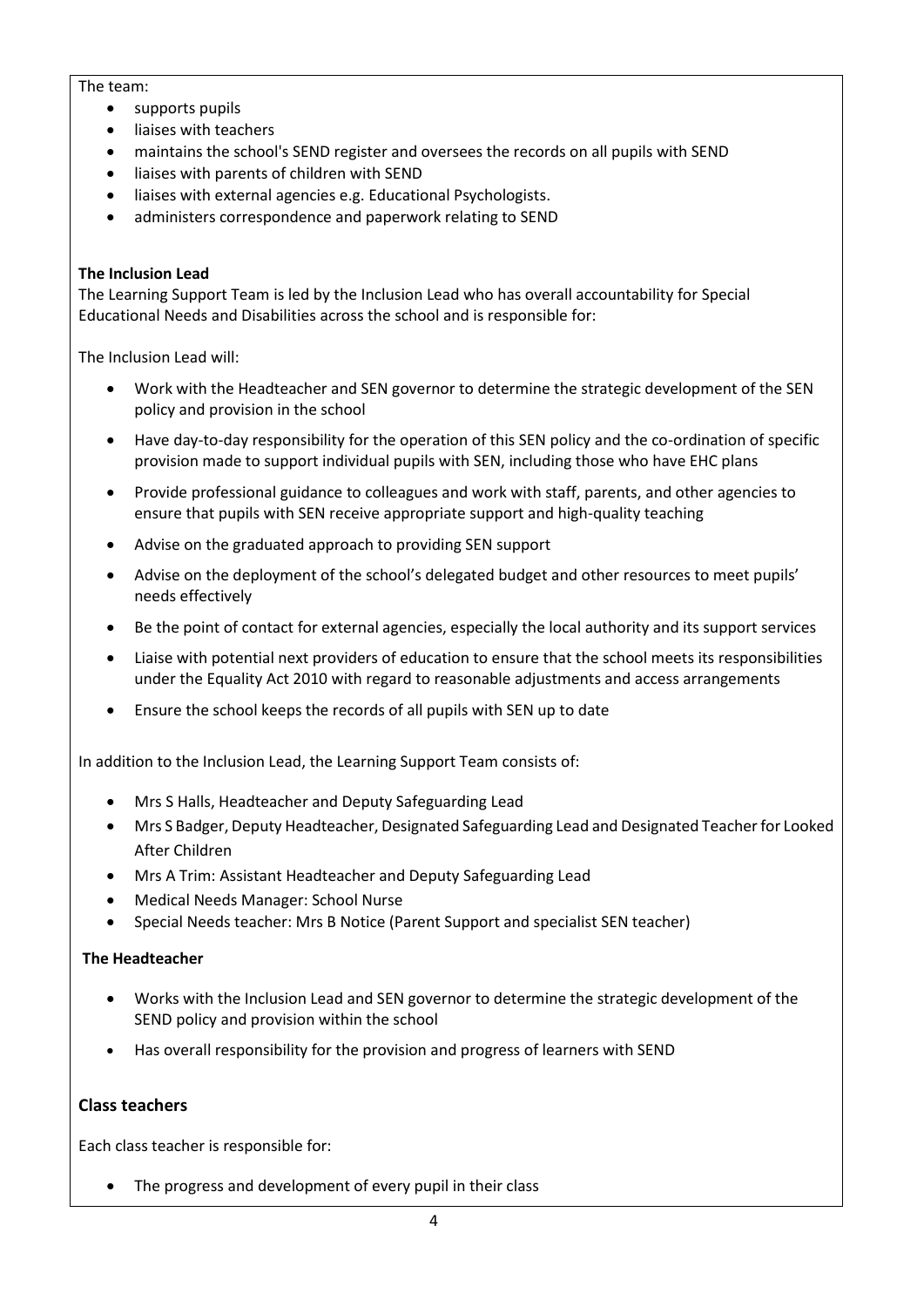The team:

- supports pupils
- liaises with teachers
- maintains the school's SEND register and oversees the records on all pupils with SEND
- liaises with parents of children with SEND
- liaises with external agencies e.g. Educational Psychologists.
- administers correspondence and paperwork relating to SEND

**The Inclusion Lead**

The Learning Support Team is led by the Inclusion Lead who has overall accountability for Special Educational Needs and Disabilities across the school and is responsible for:

The Inclusion Lead will:

- Work with the Headteacher and SEN governor to determine the strategic development of the SEN policy and provision in the school
- Have day-to-day responsibility for the operation of this SEN policy and the co-ordination of specific provision made to support individual pupils with SEN, including those who have EHC plans
- Provide professional guidance to colleagues and work with staff, parents, and other agencies to ensure that pupils with SEN receive appropriate support and high-quality teaching
- Advise on the graduated approach to providing SEN support
- Advise on the deployment of the school's delegated budget and other resources to meet pupils' needs effectively
- Be the point of contact for external agencies, especially the local authority and its support services
- Liaise with potential next providers of education to ensure that the school meets its responsibilities under the Equality Act 2010 with regard to reasonable adjustments and access arrangements
- Ensure the school keeps the records of all pupils with SEN up to date

In addition to the Inclusion Lead, the Learning Support Team consists of:

- Mrs S Halls, Headteacher and Deputy Safeguarding Lead
- Mrs S Badger, Deputy Headteacher, Designated Safeguarding Lead and Designated Teacher for Looked After Children
- Mrs A Trim: Assistant Headteacher and Deputy Safeguarding Lead
- Medical Needs Manager: School Nurse
- Special Needs teacher: Mrs B Notice (Parent Support and specialist SEN teacher)

**The Headteacher**

- Works with the Inclusion Lead and SEN governor to determine the strategic development of the SEND policy and provision within the school
- Has overall responsibility for the provision and progress of learners with SEND

## Class teachers

Each class teacher is responsible for:

- The progress and development of every pupil in their class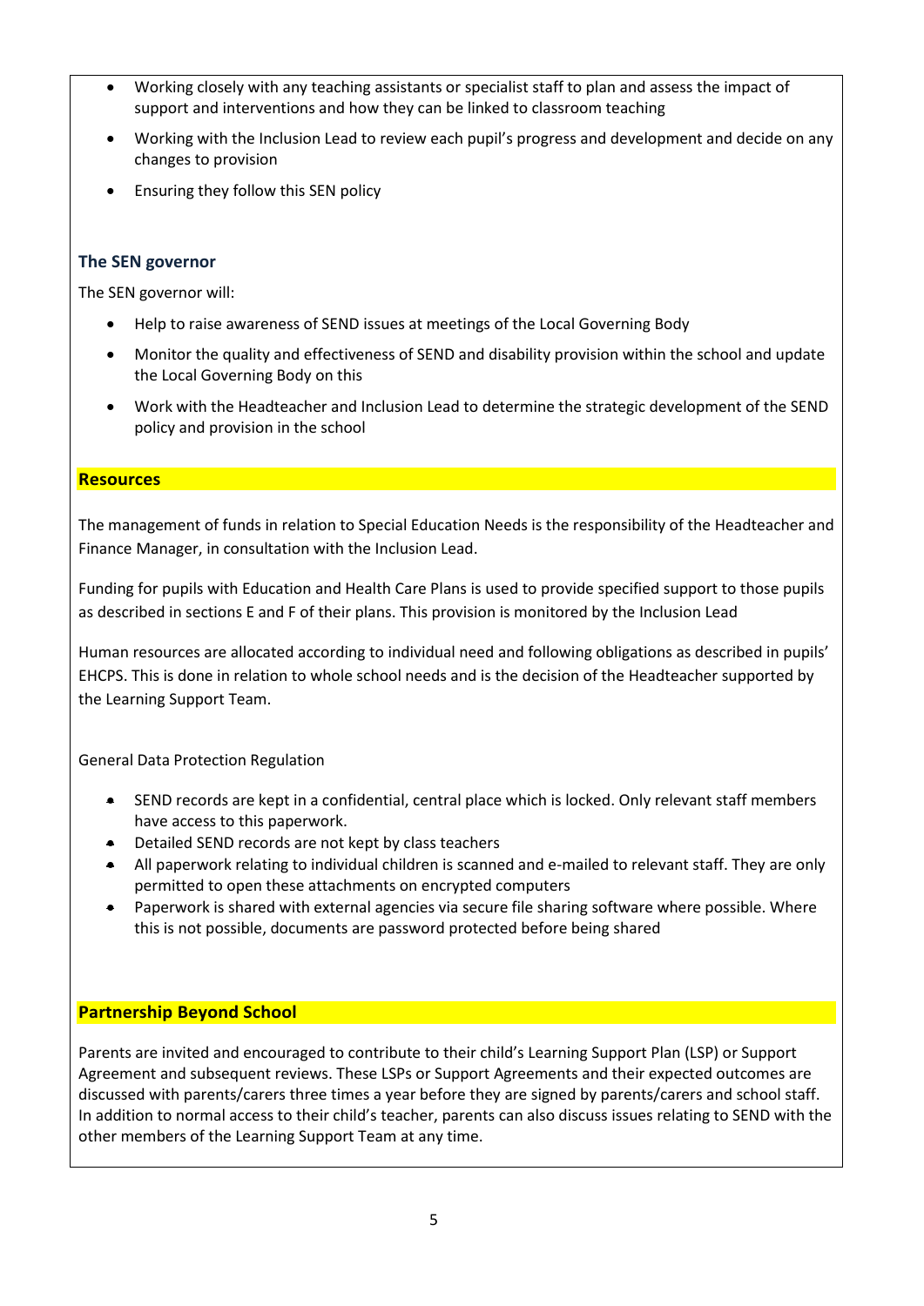- Working closely with any teaching assistants or specialist staff to plan and assess the impact of support and interventions and how they can be linked to classroom teaching
- Working with the Inclusion Lead to review each pupil's progress and development and decide on any changes to provision
- Ensuring they follow this SEN policy

### The SEN governor

The SEN governor will:

- Help to raise awareness of SEND issues at meetings of the Local Governing Body
- Monitor the quality and effectiveness of SEND and disability provision within the school and update the Local Governing Body on this
- Work with the Headteacher and Inclusion Lead to determine the strategic development of the SEND policy and provision in the school

## Resources

The management of funds in relation to Special Education Needs is the responsibility of the Headteacher and Finance Manager, in consultation with the Inclusion Lead.

Funding for pupils with Education and Health Care Plans is used to provide specified support to those pupils as described in sections E and F of their plans. This provision is monitored by the Inclusion Lead

Human resources are allocated according to individual need and following obligations as described in pupils' EHCPS. This is done in relation to whole school needs and is the decision of the Headteacher supported by the Learning Support Team.

General Data Protection Regulation

- SEND records are kept in a confidential, central place which is locked. Only relevant staff members have access to this paperwork.
- Detailed SEND records are not kept by class teachers
- All paperwork relating to individual children is scanned and e-mailed to relevant staff. They are only permitted to open these attachments on encrypted computers
- Paperwork is shared with external agencies via secure file sharing software where possible. Where this is not possible, documents are password protected before being shared

## Partnership Beyond School

Parents are invited and encouraged to contribute to their child's Learning Support Plan (LSP) or Support Agreement and subsequent reviews. These LSPs or Support Agreements and their expected outcomes are discussed with parents/carers three times a year before they are signed by parents/carers and school staff. In addition to normal access to their child's teacher, parents can also discuss issues relating to SEND with the other members of the Learning Support Team at any time.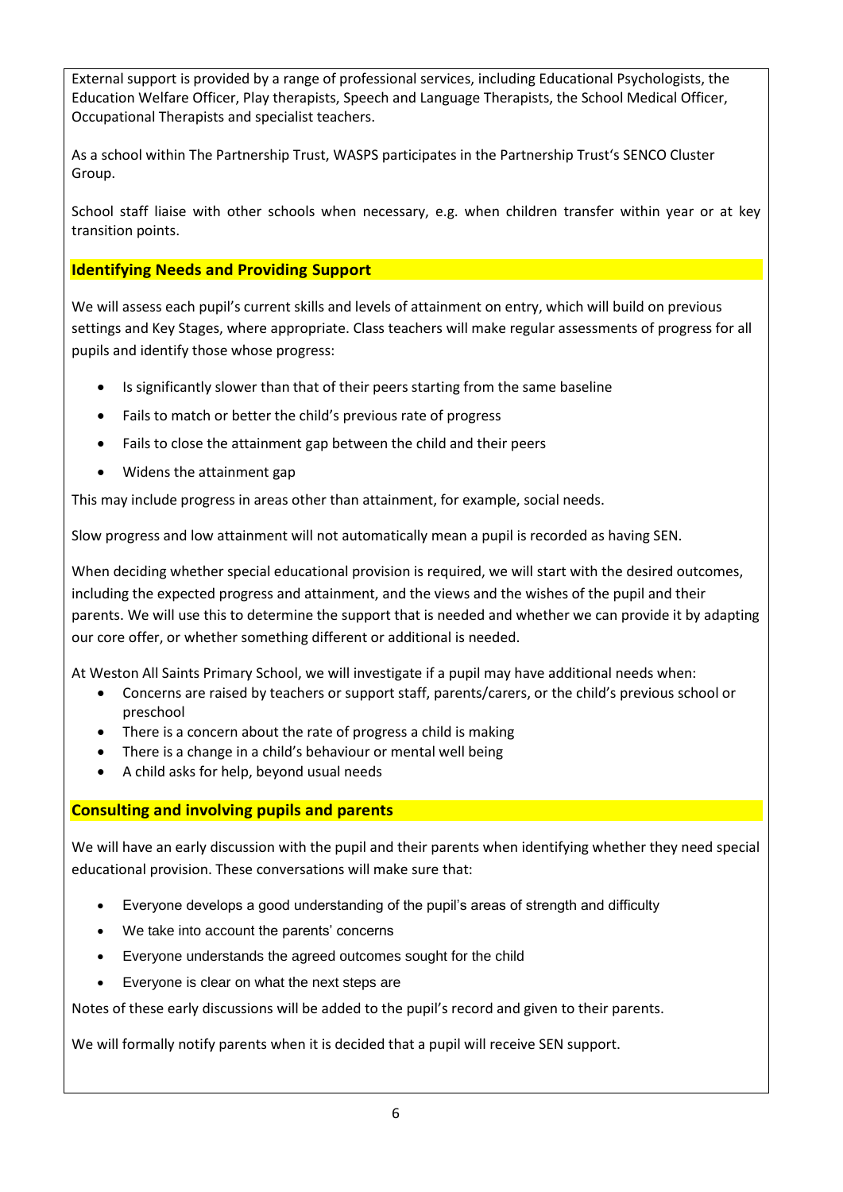External support is provided by a range of professional services, including Educational Psychologists, the Education Welfare Officer, Play therapists, Speech and Language Therapists, the School Medical Officer, Occupational Therapists and specialist teachers.

As a school within The Partnership Trust, WASPS participates in the Partnership Trust's SENCO Cluster Group.

School staff liaise with other schools when necessary, e.g. when children transfer within year or at key transition points.

## Identifying Needs and Providing Support

We will assess each pupil's current skills and levels of attainment on entry, which will build on previous settings and Key Stages, where appropriate. Class teachers will make regular assessments of progress for all pupils and identify those whose progress:

- Is significantly slower than that of their peers starting from the same baseline
- Fails to match or better the child's previous rate of progress
- Fails to close the attainment gap between the child and their peers
- Widens the attainment gap

This may include progress in areas other than attainment, for example, social needs.

Slow progress and low attainment will not automatically mean a pupil is recorded as having SEN.

When deciding whether special educational provision is required, we will start with the desired outcomes, including the expected progress and attainment, and the views and the wishes of the pupil and their parents. We will use this to determine the support that is needed and whether we can provide it by adapting our core offer, or whether something different or additional is needed.

At Weston All Saints Primary School, we will investigate if a pupil may have additional needs when:

- Concerns are raised by teachers or support staff, parents/carers, or the child's previous school or preschool
- There is a concern about the rate of progress a child is making
- There is a change in a child's behaviour or mental well being
- A child asks for help, beyond usual needs

## Consulting and involving pupils and parents

We will have an early discussion with the pupil and their parents when identifying whether they need special educational provision. These conversations will make sure that:

- Everyone develops a good understanding of the pupil's areas of strength and difficulty
- We take into account the parents' concerns
- Everyone understands the agreed outcomes sought for the child
- Everyone is clear on what the next steps are

Notes of these early discussions will be added to the pupil's record and given to their parents.

We will formally notify parents when it is decided that a pupil will receive SEN support.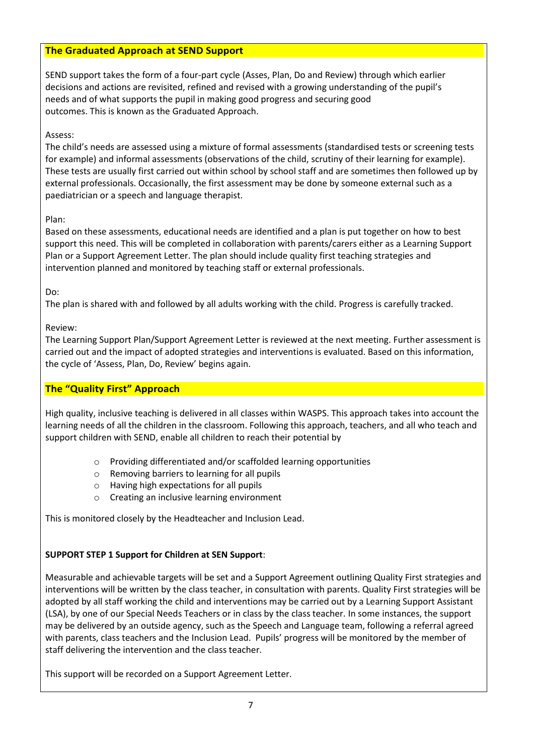## The Graduated Approach at SEND Support

SEND support takes the form of a four-part cycle (Asses, Plan, Do and Review) through which earlier decisions and actions are revisited, refined and revised with a growing understanding of the pupil's needs and of what supports the pupil in making good progress and securing good outcomes. This is known as the Graduated Approach.

Assess:
The child's needs are assessed using a mixture of formal assessments (standardised tests or screening tests for example) and informal assessments (observations of the child, scrutiny of their learning for example). These tests are usually first carried out within school by school staff and are sometimes then followed up by external professionals. Occasionally, the first assessment may be done by someone external such as a paediatrician or a speech and language therapist.

Plan:
Based on these assessments, educational needs are identified and a plan is put together on how to best support this need. This will be completed in collaboration with parents/carers either as a Learning Support Plan or a Support Agreement Letter. The plan should include quality first teaching strategies and intervention planned and monitored by teaching staff or external professionals.

Do:
The plan is shared with and followed by all adults working with the child. Progress is carefully tracked.

Review:
The Learning Support Plan/Support Agreement Letter is reviewed at the next meeting. Further assessment is carried out and the impact of adopted strategies and interventions is evaluated. Based on this information, the cycle of 'Assess, Plan, Do, Review' begins again.

## The "Quality First" Approach

High quality, inclusive teaching is delivered in all classes within WASPS. This approach takes into account the learning needs of all the children in the classroom. Following this approach, teachers, and all who teach and support children with SEND, enable all children to reach their potential by

- Providing differentiated and/or scaffolded learning opportunities
- Removing barriers to learning for all pupils
- Having high expectations for all pupils
- Creating an inclusive learning environment

This is monitored closely by the Headteacher and Inclusion Lead.

**SUPPORT STEP 1 Support for Children at SEN Support**:

Measurable and achievable targets will be set and a Support Agreement outlining Quality First strategies and interventions will be written by the class teacher, in consultation with parents. Quality First strategies will be adopted by all staff working the child and interventions may be carried out by a Learning Support Assistant (LSA), by one of our Special Needs Teachers or in class by the class teacher. In some instances, the support may be delivered by an outside agency, such as the Speech and Language team, following a referral agreed with parents, class teachers and the Inclusion Lead. Pupils' progress will be monitored by the member of staff delivering the intervention and the class teacher.

This support will be recorded on a Support Agreement Letter.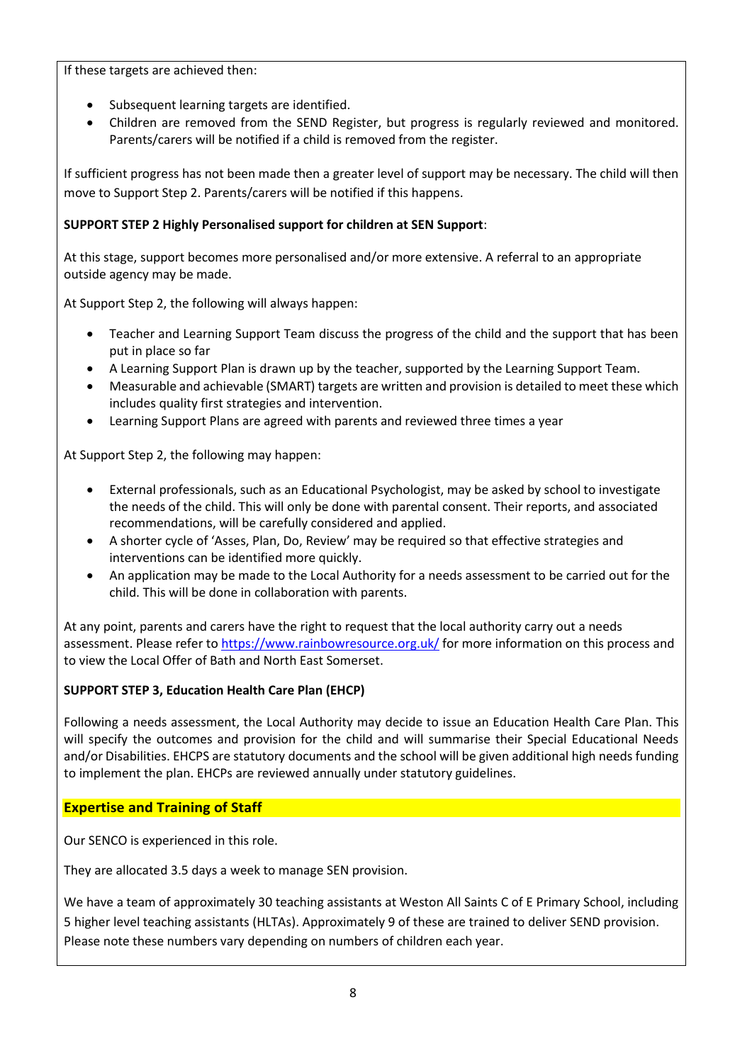If these targets are achieved then:

- Subsequent learning targets are identified.
- Children are removed from the SEND Register, but progress is regularly reviewed and monitored. Parents/carers will be notified if a child is removed from the register.

If sufficient progress has not been made then a greater level of support may be necessary. The child will then move to Support Step 2. Parents/carers will be notified if this happens.

**SUPPORT STEP 2 Highly Personalised support for children at SEN Support**:

At this stage, support becomes more personalised and/or more extensive. A referral to an appropriate outside agency may be made.

At Support Step 2, the following will always happen:

- Teacher and Learning Support Team discuss the progress of the child and the support that has been put in place so far
- A Learning Support Plan is drawn up by the teacher, supported by the Learning Support Team.
- Measurable and achievable (SMART) targets are written and provision is detailed to meet these which includes quality first strategies and intervention.
- Learning Support Plans are agreed with parents and reviewed three times a year

At Support Step 2, the following may happen:

- External professionals, such as an Educational Psychologist, may be asked by school to investigate the needs of the child. This will only be done with parental consent. Their reports, and associated recommendations, will be carefully considered and applied.
- A shorter cycle of 'Asses, Plan, Do, Review' may be required so that effective strategies and interventions can be identified more quickly.
- An application may be made to the Local Authority for a needs assessment to be carried out for the child. This will be done in collaboration with parents.

At any point, parents and carers have the right to request that the local authority carry out a needs assessment. Please refer to https://www.rainbowresource.org.uk/ for more information on this process and to view the Local Offer of Bath and North East Somerset.

**SUPPORT STEP 3, Education Health Care Plan (EHCP)**

Following a needs assessment, the Local Authority may decide to issue an Education Health Care Plan. This will specify the outcomes and provision for the child and will summarise their Special Educational Needs and/or Disabilities. EHCPS are statutory documents and the school will be given additional high needs funding to implement the plan. EHCPs are reviewed annually under statutory guidelines.

## Expertise and Training of Staff

Our SENCO is experienced in this role.

They are allocated 3.5 days a week to manage SEN provision.

We have a team of approximately 30 teaching assistants at Weston All Saints C of E Primary School, including 5 higher level teaching assistants (HLTAs). Approximately 9 of these are trained to deliver SEND provision. Please note these numbers vary depending on numbers of children each year.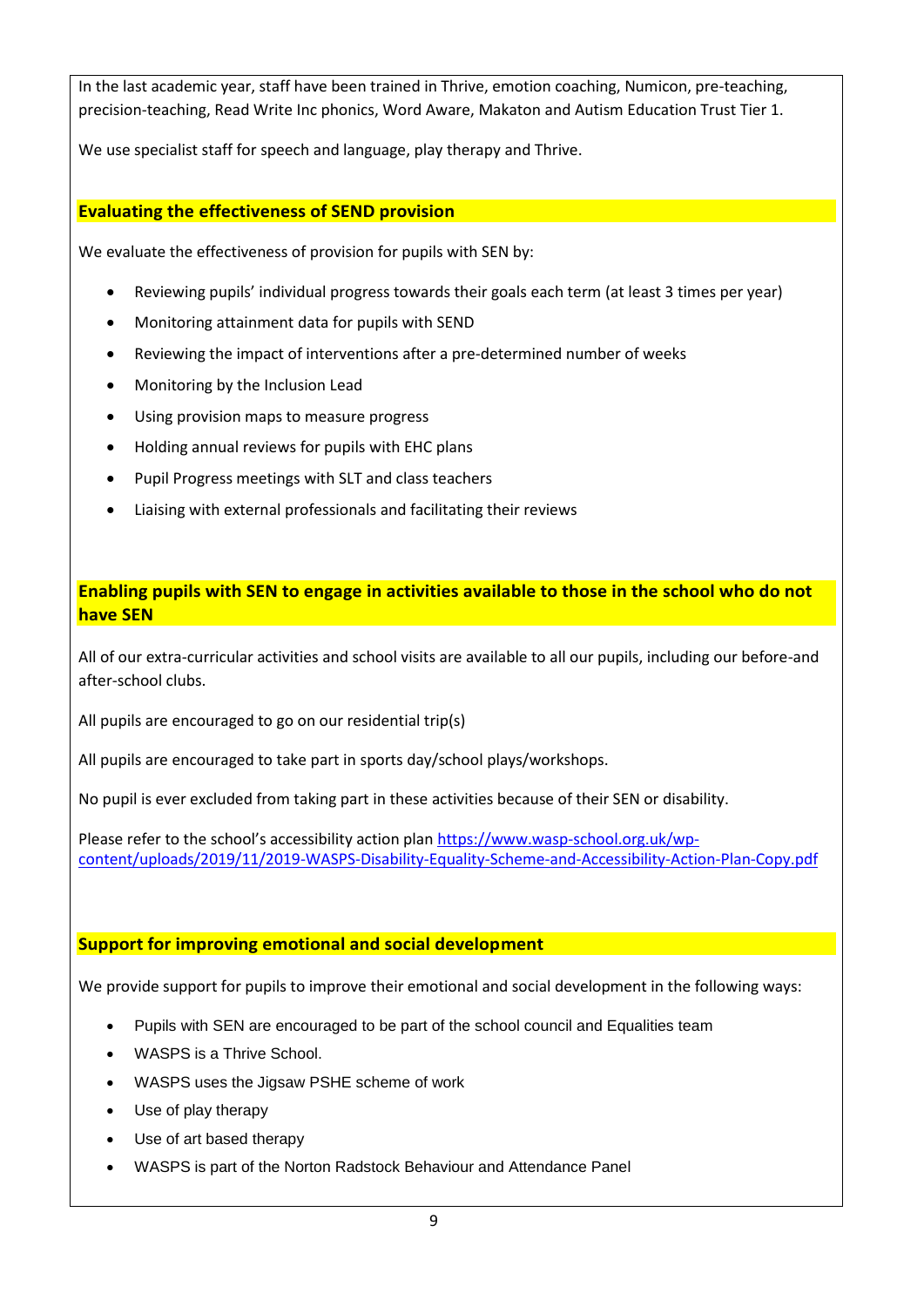In the last academic year, staff have been trained in Thrive, emotion coaching, Numicon, pre-teaching, precision-teaching, Read Write Inc phonics, Word Aware, Makaton and Autism Education Trust Tier 1.

We use specialist staff for speech and language, play therapy and Thrive.

## Evaluating the effectiveness of SEND provision

We evaluate the effectiveness of provision for pupils with SEN by:

- Reviewing pupils' individual progress towards their goals each term (at least 3 times per year)
- Monitoring attainment data for pupils with SEND
- Reviewing the impact of interventions after a pre-determined number of weeks
- Monitoring by the Inclusion Lead
- Using provision maps to measure progress
- Holding annual reviews for pupils with EHC plans
- Pupil Progress meetings with SLT and class teachers
- Liaising with external professionals and facilitating their reviews

## Enabling pupils with SEN to engage in activities available to those in the school who do not have SEN

All of our extra-curricular activities and school visits are available to all our pupils, including our before-and after-school clubs.

All pupils are encouraged to go on our residential trip(s)

All pupils are encouraged to take part in sports day/school plays/workshops.

No pupil is ever excluded from taking part in these activities because of their SEN or disability.

Please refer to the school's accessibility action plan [https://www.wasp-school.org.uk/wp-content/uploads/2019/11/2019-WASPS-Disability-Equality-Scheme-and-Accessibility-Action-Plan-Copy.pdf](https://www.wasp-school.org.uk/wp-content/uploads/2019/11/2019-WASPS-Disability-Equality-Scheme-and-Accessibility-Action-Plan-Copy.pdf)

## Support for improving emotional and social development

We provide support for pupils to improve their emotional and social development in the following ways:

- Pupils with SEN are encouraged to be part of the school council and Equalities team
- WASPS is a Thrive School.
- WASPS uses the Jigsaw PSHE scheme of work
- Use of play therapy
- Use of art based therapy
- WASPS is part of the Norton Radstock Behaviour and Attendance Panel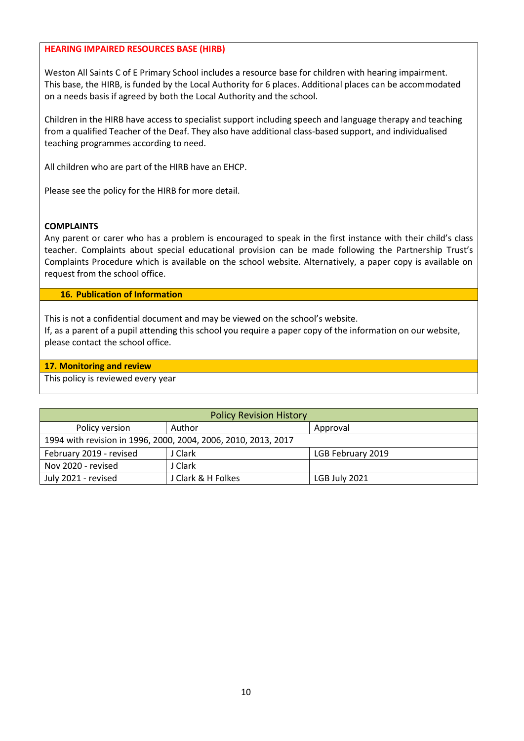**HEARING IMPAIRED RESOURCES BASE (HIRB)**

Weston All Saints C of E Primary School includes a resource base for children with hearing impairment. This base, the HIRB, is funded by the Local Authority for 6 places. Additional places can be accommodated on a needs basis if agreed by both the Local Authority and the school.

Children in the HIRB have access to specialist support including speech and language therapy and teaching from a qualified Teacher of the Deaf. They also have additional class-based support, and individualised teaching programmes according to need.

All children who are part of the HIRB have an EHCP.

Please see the policy for the HIRB for more detail.

**COMPLAINTS**

Any parent or carer who has a problem is encouraged to speak in the first instance with their child's class teacher. Complaints about special educational provision can be made following the Partnership Trust's Complaints Procedure which is available on the school website. Alternatively, a paper copy is available on request from the school office.

## 16. Publication of Information

This is not a confidential document and may be viewed on the school's website.
If, as a parent of a pupil attending this school you require a paper copy of the information on our website, please contact the school office.

## 17. Monitoring and review

This policy is reviewed every year

| Policy Revision History | | |
|---|---|---|
| Policy version | Author | Approval |
| 1994 with revision in 1996, 2000, 2004, 2006, 2010, 2013, 2017 | | |
| February 2019 - revised | J Clark | LGB February 2019 |
| Nov 2020 - revised | J Clark | |
| July 2021 - revised | J Clark & H Folkes | LGB July 2021 |